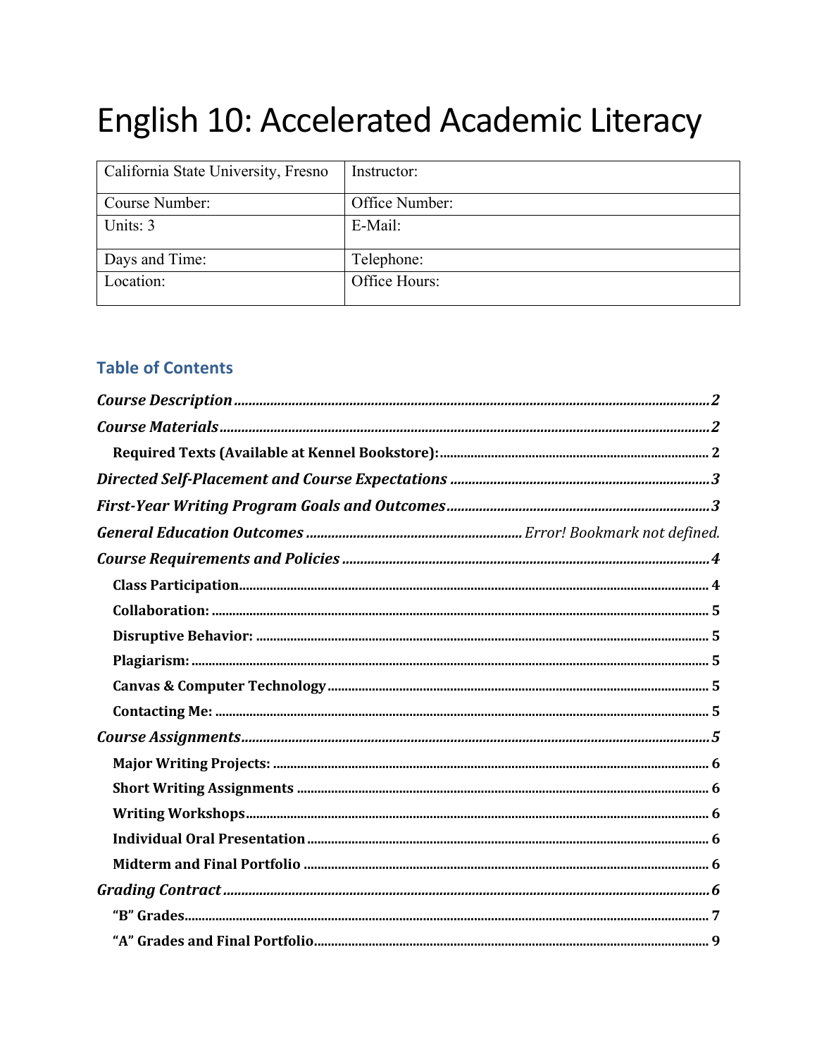# English 10: Accelerated Academic Literacy

| California State University, Fresno | Instructor: |
|---|---|
| Course Number: | Office Number: |
| Units: 3 | E-Mail: |
| Days and Time: | Telephone: |
| Location: | Office Hours: |

## Table of Contents

***Course Description*** ..... ***2***

***Course Materials*** ..... ***2***

- **Required Texts (Available at Kennel Bookstore):** ..... 2

***Directed Self-Placement and Course Expectations*** ..... ***3***

***First-Year Writing Program Goals and Outcomes*** ..... ***3***

***General Education Outcomes*** ..... *Error! Bookmark not defined.*

***Course Requirements and Policies*** ..... ***4***

- **Class Participation** ..... 4
- **Collaboration:** ..... 5
- **Disruptive Behavior:** ..... 5
- **Plagiarism:** ..... 5
- **Canvas & Computer Technology** ..... 5
- **Contacting Me:** ..... 5

***Course Assignments*** ..... ***5***

- **Major Writing Projects:** ..... 6
- **Short Writing Assignments** ..... 6
- **Writing Workshops** ..... 6
- **Individual Oral Presentation** ..... 6
- **Midterm and Final Portfolio** ..... 6

***Grading Contract*** ..... ***6***

- **"B" Grades** ..... 7
- **"A" Grades and Final Portfolio** ..... 9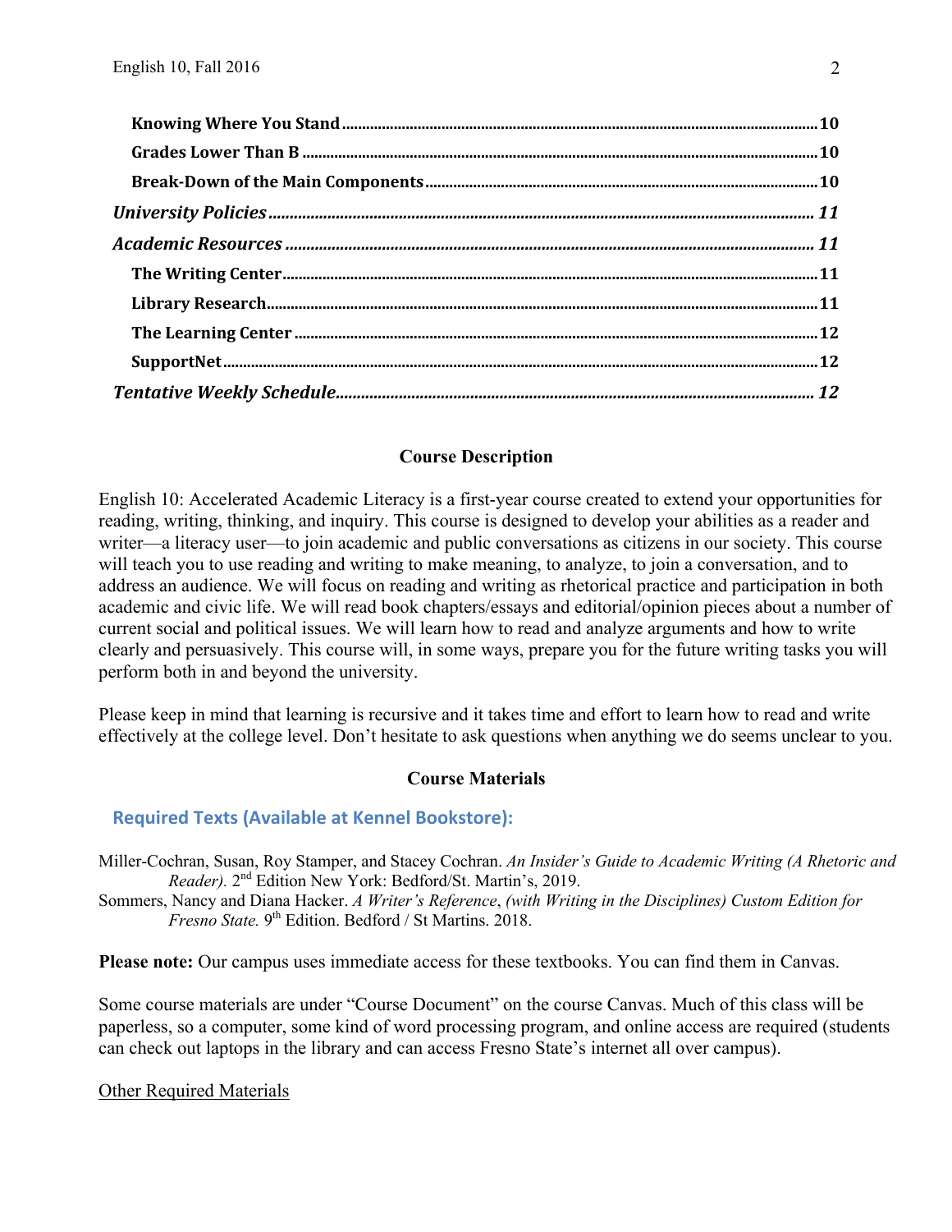**Knowing Where You Stand** ........................................................ 10
**Grades Lower Than B** ........................................................ 10
**Break-Down of the Main Components** ........................................................ 10
***University Policies*** ........................................................ ***11***
***Academic Resources*** ........................................................ ***11***
**The Writing Center** ........................................................ 11
**Library Research** ........................................................ 11
**The Learning Center** ........................................................ 12
**SupportNet** ........................................................ 12
***Tentative Weekly Schedule*** ........................................................ ***12***

## Course Description

English 10: Accelerated Academic Literacy is a first-year course created to extend your opportunities for reading, writing, thinking, and inquiry. This course is designed to develop your abilities as a reader and writer—a literacy user—to join academic and public conversations as citizens in our society. This course will teach you to use reading and writing to make meaning, to analyze, to join a conversation, and to address an audience. We will focus on reading and writing as rhetorical practice and participation in both academic and civic life. We will read book chapters/essays and editorial/opinion pieces about a number of current social and political issues. We will learn how to read and analyze arguments and how to write clearly and persuasively. This course will, in some ways, prepare you for the future writing tasks you will perform both in and beyond the university.

Please keep in mind that learning is recursive and it takes time and effort to learn how to read and write effectively at the college level. Don't hesitate to ask questions when anything we do seems unclear to you.

## Course Materials

### Required Texts (Available at Kennel Bookstore):

Miller-Cochran, Susan, Roy Stamper, and Stacey Cochran. *An Insider's Guide to Academic Writing (A Rhetoric and Reader).* 2nd Edition New York: Bedford/St. Martin's, 2019.

Sommers, Nancy and Diana Hacker. *A Writer's Reference*, *(with Writing in the Disciplines) Custom Edition for Fresno State.* 9th Edition. Bedford / St Martins. 2018.

**Please note:** Our campus uses immediate access for these textbooks. You can find them in Canvas.

Some course materials are under "Course Document" on the course Canvas. Much of this class will be paperless, so a computer, some kind of word processing program, and online access are required (students can check out laptops in the library and can access Fresno State's internet all over campus).

Other Required Materials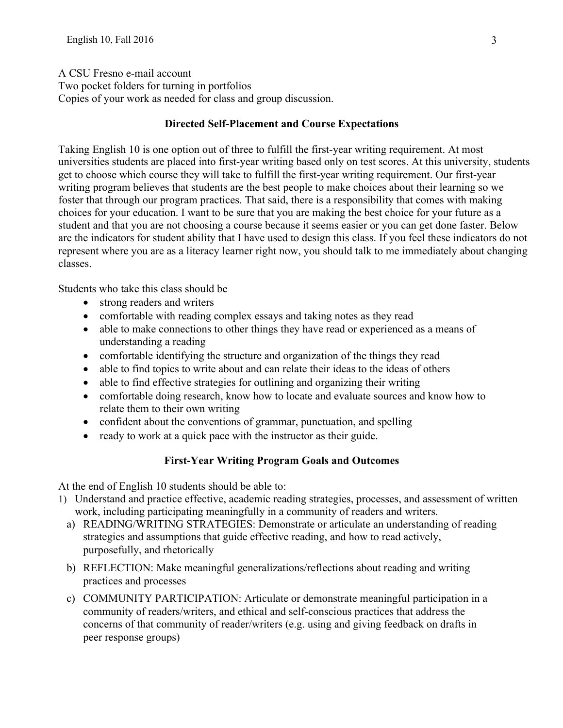A CSU Fresno e-mail account
Two pocket folders for turning in portfolios
Copies of your work as needed for class and group discussion.

### Directed Self-Placement and Course Expectations

Taking English 10 is one option out of three to fulfill the first-year writing requirement. At most universities students are placed into first-year writing based only on test scores. At this university, students get to choose which course they will take to fulfill the first-year writing requirement. Our first-year writing program believes that students are the best people to make choices about their learning so we foster that through our program practices. That said, there is a responsibility that comes with making choices for your education. I want to be sure that you are making the best choice for your future as a student and that you are not choosing a course because it seems easier or you can get done faster. Below are the indicators for student ability that I have used to design this class. If you feel these indicators do not represent where you are as a literacy learner right now, you should talk to me immediately about changing classes.

Students who take this class should be

- strong readers and writers
- comfortable with reading complex essays and taking notes as they read
- able to make connections to other things they have read or experienced as a means of understanding a reading
- comfortable identifying the structure and organization of the things they read
- able to find topics to write about and can relate their ideas to the ideas of others
- able to find effective strategies for outlining and organizing their writing
- comfortable doing research, know how to locate and evaluate sources and know how to relate them to their own writing
- confident about the conventions of grammar, punctuation, and spelling
- ready to work at a quick pace with the instructor as their guide.

### First-Year Writing Program Goals and Outcomes

At the end of English 10 students should be able to:

1) Understand and practice effective, academic reading strategies, processes, and assessment of written work, including participating meaningfully in a community of readers and writers.
   a) READING/WRITING STRATEGIES: Demonstrate or articulate an understanding of reading strategies and assumptions that guide effective reading, and how to read actively, purposefully, and rhetorically
   b) REFLECTION: Make meaningful generalizations/reflections about reading and writing practices and processes
   c) COMMUNITY PARTICIPATION: Articulate or demonstrate meaningful participation in a community of readers/writers, and ethical and self-conscious practices that address the concerns of that community of reader/writers (e.g. using and giving feedback on drafts in peer response groups)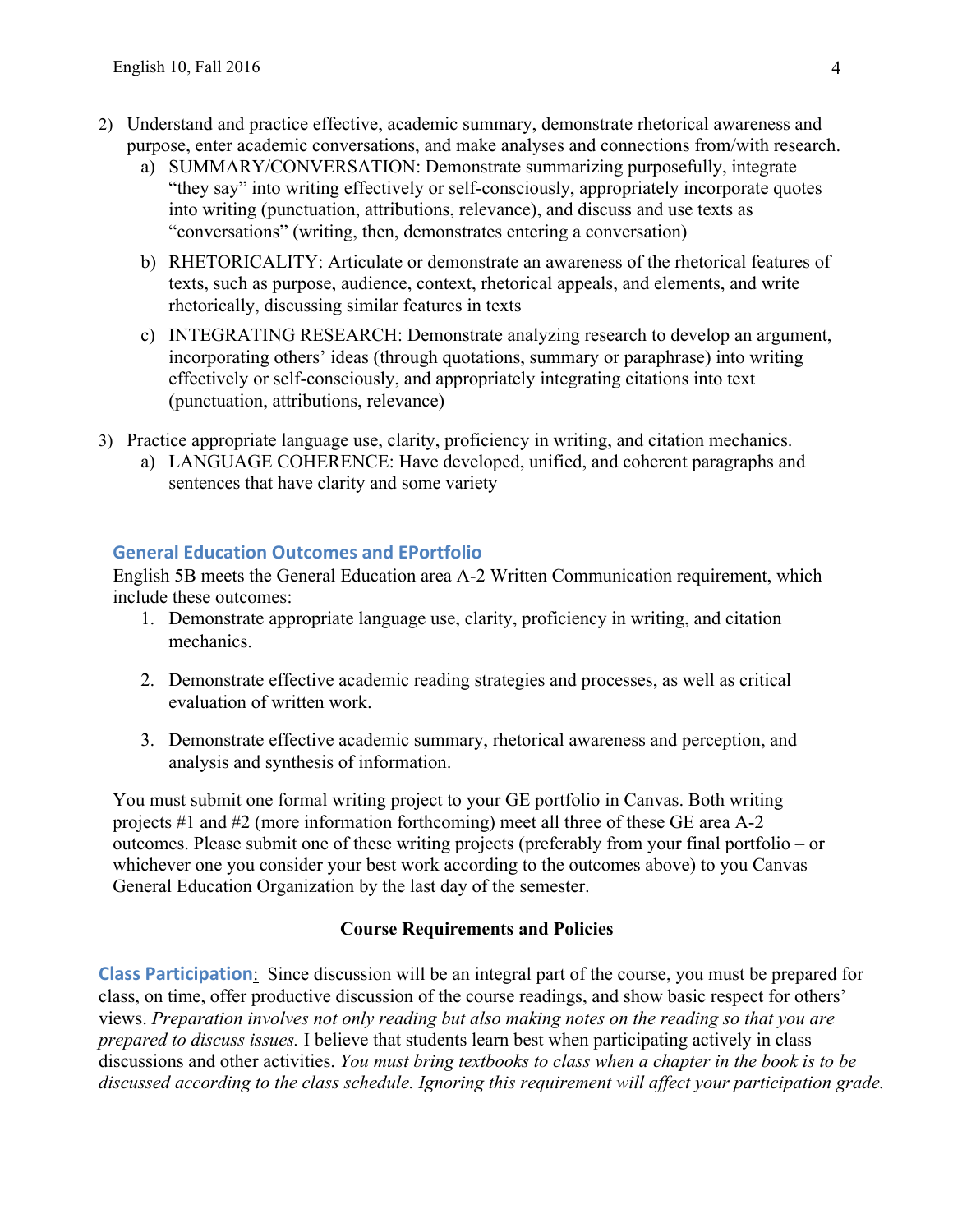2) Understand and practice effective, academic summary, demonstrate rhetorical awareness and purpose, enter academic conversations, and make analyses and connections from/with research.
   a) SUMMARY/CONVERSATION: Demonstrate summarizing purposefully, integrate "they say" into writing effectively or self-consciously, appropriately incorporate quotes into writing (punctuation, attributions, relevance), and discuss and use texts as "conversations" (writing, then, demonstrates entering a conversation)

   b) RHETORICALITY: Articulate or demonstrate an awareness of the rhetorical features of texts, such as purpose, audience, context, rhetorical appeals, and elements, and write rhetorically, discussing similar features in texts

   c) INTEGRATING RESEARCH: Demonstrate analyzing research to develop an argument, incorporating others' ideas (through quotations, summary or paraphrase) into writing effectively or self-consciously, and appropriately integrating citations into text (punctuation, attributions, relevance)

3) Practice appropriate language use, clarity, proficiency in writing, and citation mechanics.
   a) LANGUAGE COHERENCE: Have developed, unified, and coherent paragraphs and sentences that have clarity and some variety

### General Education Outcomes and EPortfolio

English 5B meets the General Education area A-2 Written Communication requirement, which include these outcomes:

1. Demonstrate appropriate language use, clarity, proficiency in writing, and citation mechanics.

2. Demonstrate effective academic reading strategies and processes, as well as critical evaluation of written work.

3. Demonstrate effective academic summary, rhetorical awareness and perception, and analysis and synthesis of information.

You must submit one formal writing project to your GE portfolio in Canvas. Both writing projects #1 and #2 (more information forthcoming) meet all three of these GE area A-2 outcomes. Please submit one of these writing projects (preferably from your final portfolio – or whichever one you consider your best work according to the outcomes above) to you Canvas General Education Organization by the last day of the semester.

## Course Requirements and Policies

**Class Participation**: Since discussion will be an integral part of the course, you must be prepared for class, on time, offer productive discussion of the course readings, and show basic respect for others' views. *Preparation involves not only reading but also making notes on the reading so that you are prepared to discuss issues.* I believe that students learn best when participating actively in class discussions and other activities. *You must bring textbooks to class when a chapter in the book is to be discussed according to the class schedule. Ignoring this requirement will affect your participation grade.*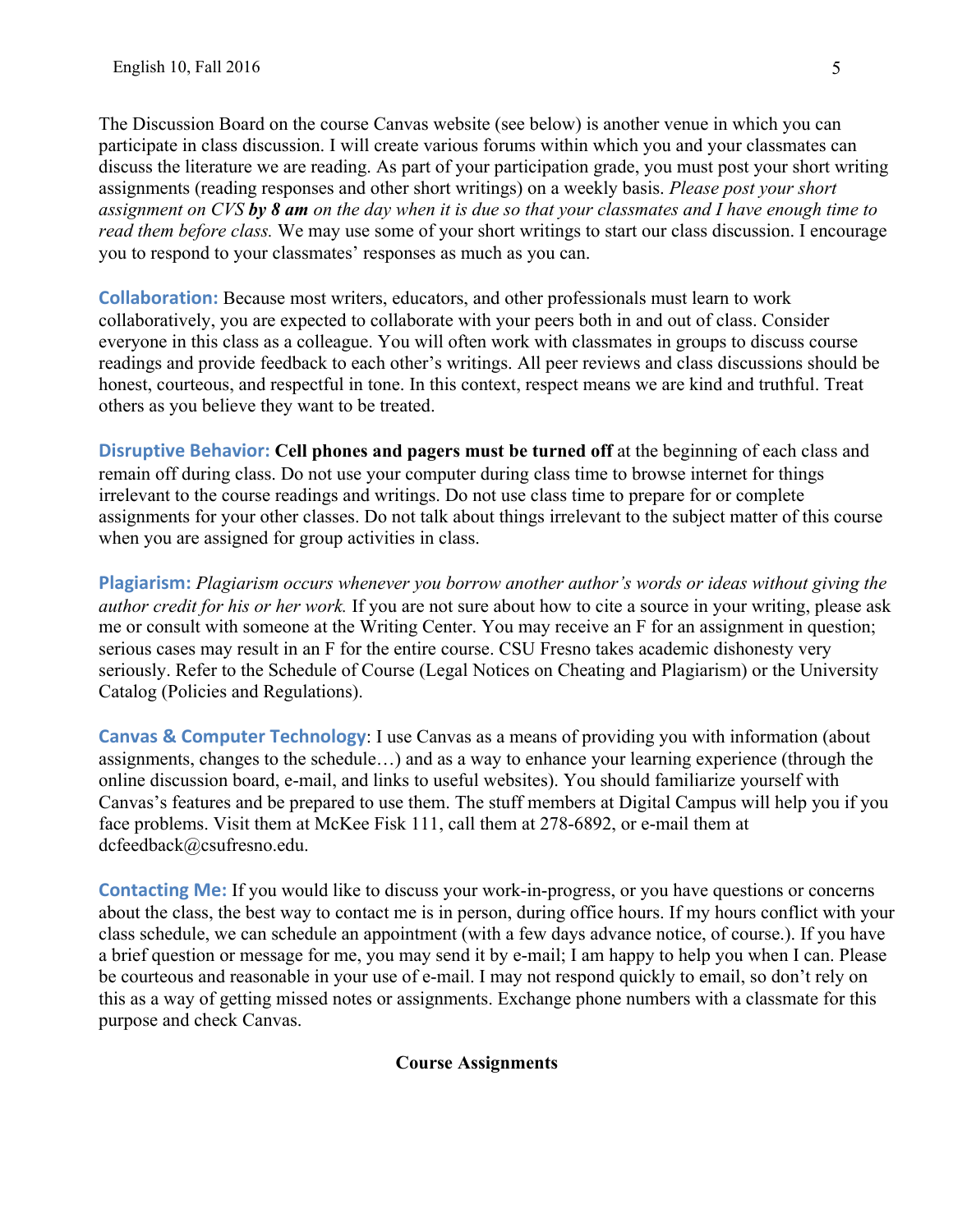The Discussion Board on the course Canvas website (see below) is another venue in which you can participate in class discussion. I will create various forums within which you and your classmates can discuss the literature we are reading. As part of your participation grade, you must post your short writing assignments (reading responses and other short writings) on a weekly basis. *Please post your short assignment on CVS* ***by 8 am*** *on the day when it is due so that your classmates and I have enough time to read them before class.* We may use some of your short writings to start our class discussion. I encourage you to respond to your classmates' responses as much as you can.

**Collaboration:** Because most writers, educators, and other professionals must learn to work collaboratively, you are expected to collaborate with your peers both in and out of class. Consider everyone in this class as a colleague. You will often work with classmates in groups to discuss course readings and provide feedback to each other's writings. All peer reviews and class discussions should be honest, courteous, and respectful in tone. In this context, respect means we are kind and truthful. Treat others as you believe they want to be treated.

**Disruptive Behavior:** **Cell phones and pagers must be turned off** at the beginning of each class and remain off during class. Do not use your computer during class time to browse internet for things irrelevant to the course readings and writings. Do not use class time to prepare for or complete assignments for your other classes. Do not talk about things irrelevant to the subject matter of this course when you are assigned for group activities in class.

**Plagiarism:** *Plagiarism occurs whenever you borrow another author's words or ideas without giving the author credit for his or her work.* If you are not sure about how to cite a source in your writing, please ask me or consult with someone at the Writing Center. You may receive an F for an assignment in question; serious cases may result in an F for the entire course. CSU Fresno takes academic dishonesty very seriously. Refer to the Schedule of Course (Legal Notices on Cheating and Plagiarism) or the University Catalog (Policies and Regulations).

**Canvas & Computer Technology**: I use Canvas as a means of providing you with information (about assignments, changes to the schedule…) and as a way to enhance your learning experience (through the online discussion board, e-mail, and links to useful websites). You should familiarize yourself with Canvas's features and be prepared to use them. The stuff members at Digital Campus will help you if you face problems. Visit them at McKee Fisk 111, call them at 278-6892, or e-mail them at dcfeedback@csufresno.edu.

**Contacting Me:** If you would like to discuss your work-in-progress, or you have questions or concerns about the class, the best way to contact me is in person, during office hours. If my hours conflict with your class schedule, we can schedule an appointment (with a few days advance notice, of course.). If you have a brief question or message for me, you may send it by e-mail; I am happy to help you when I can. Please be courteous and reasonable in your use of e-mail. I may not respond quickly to email, so don't rely on this as a way of getting missed notes or assignments. Exchange phone numbers with a classmate for this purpose and check Canvas.

## Course Assignments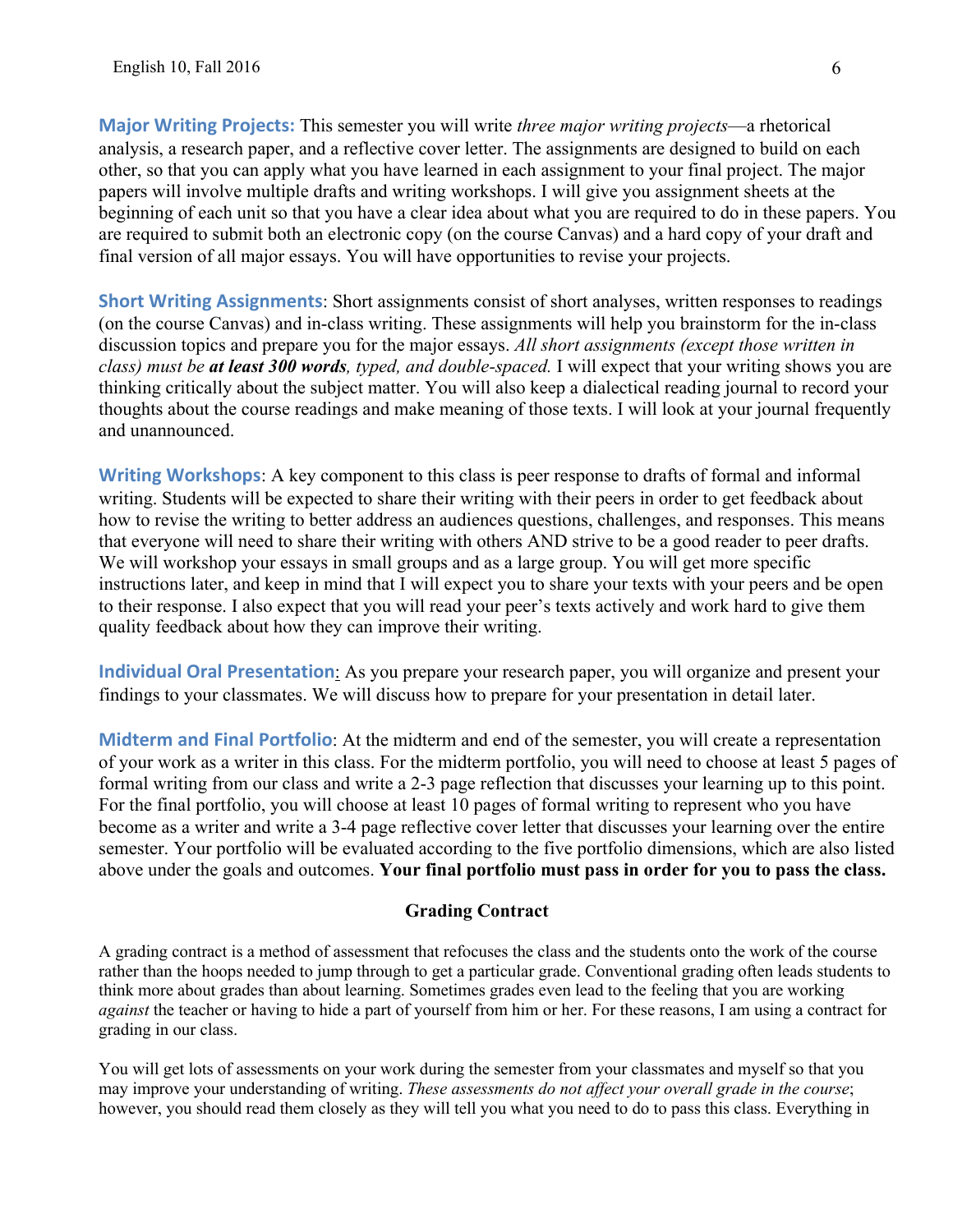**Major Writing Projects:** This semester you will write *three major writing projects*—a rhetorical analysis, a research paper, and a reflective cover letter. The assignments are designed to build on each other, so that you can apply what you have learned in each assignment to your final project. The major papers will involve multiple drafts and writing workshops. I will give you assignment sheets at the beginning of each unit so that you have a clear idea about what you are required to do in these papers. You are required to submit both an electronic copy (on the course Canvas) and a hard copy of your draft and final version of all major essays. You will have opportunities to revise your projects.

**Short Writing Assignments**: Short assignments consist of short analyses, written responses to readings (on the course Canvas) and in-class writing. These assignments will help you brainstorm for the in-class discussion topics and prepare you for the major essays. *All short assignments (except those written in class) must be* ***at least 300 words****, typed, and double-spaced.* I will expect that your writing shows you are thinking critically about the subject matter. You will also keep a dialectical reading journal to record your thoughts about the course readings and make meaning of those texts. I will look at your journal frequently and unannounced.

**Writing Workshops**: A key component to this class is peer response to drafts of formal and informal writing. Students will be expected to share their writing with their peers in order to get feedback about how to revise the writing to better address an audiences questions, challenges, and responses. This means that everyone will need to share their writing with others AND strive to be a good reader to peer drafts. We will workshop your essays in small groups and as a large group. You will get more specific instructions later, and keep in mind that I will expect you to share your texts with your peers and be open to their response. I also expect that you will read your peer's texts actively and work hard to give them quality feedback about how they can improve their writing.

**Individual Oral Presentation**: As you prepare your research paper, you will organize and present your findings to your classmates. We will discuss how to prepare for your presentation in detail later.

**Midterm and Final Portfolio**: At the midterm and end of the semester, you will create a representation of your work as a writer in this class. For the midterm portfolio, you will need to choose at least 5 pages of formal writing from our class and write a 2-3 page reflection that discusses your learning up to this point. For the final portfolio, you will choose at least 10 pages of formal writing to represent who you have become as a writer and write a 3-4 page reflective cover letter that discusses your learning over the entire semester. Your portfolio will be evaluated according to the five portfolio dimensions, which are also listed above under the goals and outcomes. **Your final portfolio must pass in order for you to pass the class.**

## Grading Contract

A grading contract is a method of assessment that refocuses the class and the students onto the work of the course rather than the hoops needed to jump through to get a particular grade. Conventional grading often leads students to think more about grades than about learning. Sometimes grades even lead to the feeling that you are working *against* the teacher or having to hide a part of yourself from him or her. For these reasons, I am using a contract for grading in our class.

You will get lots of assessments on your work during the semester from your classmates and myself so that you may improve your understanding of writing. *These assessments do not affect your overall grade in the course*; however, you should read them closely as they will tell you what you need to do to pass this class. Everything in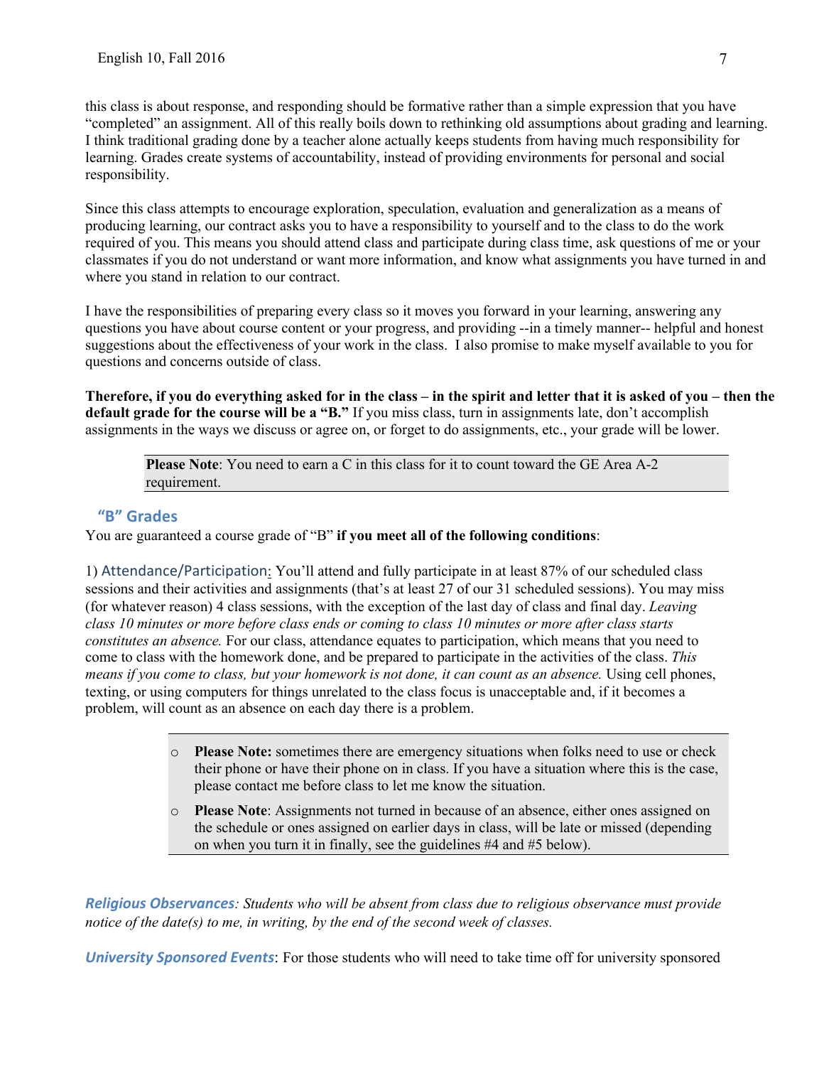this class is about response, and responding should be formative rather than a simple expression that you have "completed" an assignment. All of this really boils down to rethinking old assumptions about grading and learning. I think traditional grading done by a teacher alone actually keeps students from having much responsibility for learning. Grades create systems of accountability, instead of providing environments for personal and social responsibility.

Since this class attempts to encourage exploration, speculation, evaluation and generalization as a means of producing learning, our contract asks you to have a responsibility to yourself and to the class to do the work required of you. This means you should attend class and participate during class time, ask questions of me or your classmates if you do not understand or want more information, and know what assignments you have turned in and where you stand in relation to our contract.

I have the responsibilities of preparing every class so it moves you forward in your learning, answering any questions you have about course content or your progress, and providing --in a timely manner-- helpful and honest suggestions about the effectiveness of your work in the class. I also promise to make myself available to you for questions and concerns outside of class.

**Therefore, if you do everything asked for in the class – in the spirit and letter that it is asked of you – then the default grade for the course will be a "B."** If you miss class, turn in assignments late, don't accomplish assignments in the ways we discuss or agree on, or forget to do assignments, etc., your grade will be lower.

> **Please Note**: You need to earn a C in this class for it to count toward the GE Area A-2 requirement.

## "B" Grades

You are guaranteed a course grade of "B" **if you meet all of the following conditions**:

1) Attendance/Participation: You'll attend and fully participate in at least 87% of our scheduled class sessions and their activities and assignments (that's at least 27 of our 31 scheduled sessions). You may miss (for whatever reason) 4 class sessions, with the exception of the last day of class and final day. *Leaving class 10 minutes or more before class ends or coming to class 10 minutes or more after class starts constitutes an absence.* For our class, attendance equates to participation, which means that you need to come to class with the homework done, and be prepared to participate in the activities of the class. *This means if you come to class, but your homework is not done, it can count as an absence.* Using cell phones, texting, or using computers for things unrelated to the class focus is unacceptable and, if it becomes a problem, will count as an absence on each day there is a problem.

> - **Please Note:** sometimes there are emergency situations when folks need to use or check their phone or have their phone on in class. If you have a situation where this is the case, please contact me before class to let me know the situation.
> - **Please Note**: Assignments not turned in because of an absence, either ones assigned on the schedule or ones assigned on earlier days in class, will be late or missed (depending on when you turn it in finally, see the guidelines #4 and #5 below).

***Religious Observances****: Students who will be absent from class due to religious observance must provide notice of the date(s) to me, in writing, by the end of the second week of classes.*

***University Sponsored Events***: For those students who will need to take time off for university sponsored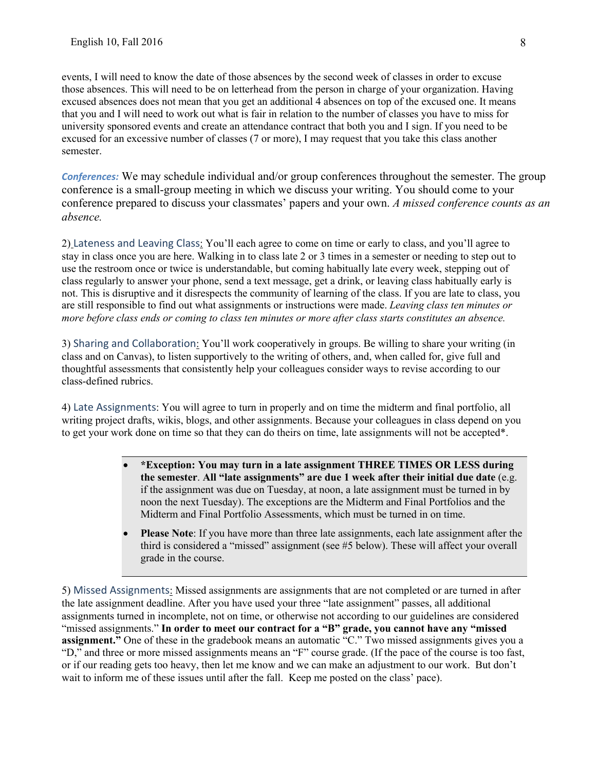events, I will need to know the date of those absences by the second week of classes in order to excuse those absences. This will need to be on letterhead from the person in charge of your organization. Having excused absences does not mean that you get an additional 4 absences on top of the excused one. It means that you and I will need to work out what is fair in relation to the number of classes you have to miss for university sponsored events and create an attendance contract that both you and I sign. If you need to be excused for an excessive number of classes (7 or more), I may request that you take this class another semester.

***Conferences:*** We may schedule individual and/or group conferences throughout the semester. The group conference is a small-group meeting in which we discuss your writing. You should come to your conference prepared to discuss your classmates' papers and your own. *A missed conference counts as an absence.*

2) Lateness and Leaving Class: You'll each agree to come on time or early to class, and you'll agree to stay in class once you are here. Walking in to class late 2 or 3 times in a semester or needing to step out to use the restroom once or twice is understandable, but coming habitually late every week, stepping out of class regularly to answer your phone, send a text message, get a drink, or leaving class habitually early is not. This is disruptive and it disrespects the community of learning of the class. If you are late to class, you are still responsible to find out what assignments or instructions were made. *Leaving class ten minutes or more before class ends or coming to class ten minutes or more after class starts constitutes an absence.*

3) Sharing and Collaboration: You'll work cooperatively in groups. Be willing to share your writing (in class and on Canvas), to listen supportively to the writing of others, and, when called for, give full and thoughtful assessments that consistently help your colleagues consider ways to revise according to our class-defined rubrics.

4) Late Assignments: You will agree to turn in properly and on time the midterm and final portfolio, all writing project drafts, wikis, blogs, and other assignments. Because your colleagues in class depend on you to get your work done on time so that they can do theirs on time, late assignments will not be accepted*.

- **\*Exception: You may turn in a late assignment THREE TIMES OR LESS during the semester**. **All "late assignments" are due 1 week after their initial due date** (e.g. if the assignment was due on Tuesday, at noon, a late assignment must be turned in by noon the next Tuesday). The exceptions are the Midterm and Final Portfolios and the Midterm and Final Portfolio Assessments, which must be turned in on time.
- **Please Note**: If you have more than three late assignments, each late assignment after the third is considered a "missed" assignment (see #5 below). These will affect your overall grade in the course.

5) Missed Assignments: Missed assignments are assignments that are not completed or are turned in after the late assignment deadline. After you have used your three "late assignment" passes, all additional assignments turned in incomplete, not on time, or otherwise not according to our guidelines are considered "missed assignments." **In order to meet our contract for a "B" grade, you cannot have any "missed assignment."** One of these in the gradebook means an automatic "C." Two missed assignments gives you a "D," and three or more missed assignments means an "F" course grade. (If the pace of the course is too fast, or if our reading gets too heavy, then let me know and we can make an adjustment to our work. But don't wait to inform me of these issues until after the fall. Keep me posted on the class' pace).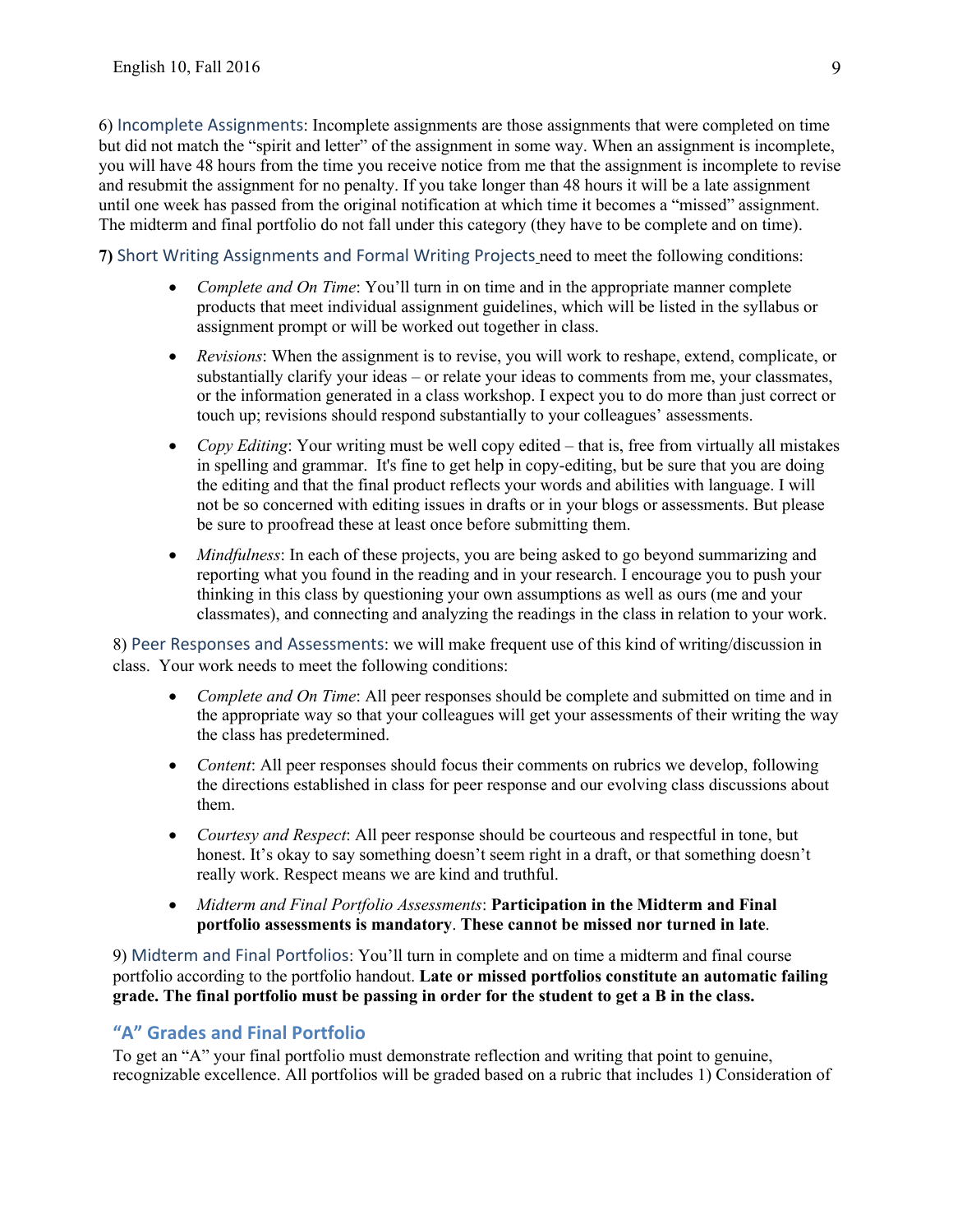6) Incomplete Assignments: Incomplete assignments are those assignments that were completed on time but did not match the "spirit and letter" of the assignment in some way. When an assignment is incomplete, you will have 48 hours from the time you receive notice from me that the assignment is incomplete to revise and resubmit the assignment for no penalty. If you take longer than 48 hours it will be a late assignment until one week has passed from the original notification at which time it becomes a "missed" assignment. The midterm and final portfolio do not fall under this category (they have to be complete and on time).

**7)** Short Writing Assignments and Formal Writing Projects need to meet the following conditions:

- *Complete and On Time*: You'll turn in on time and in the appropriate manner complete products that meet individual assignment guidelines, which will be listed in the syllabus or assignment prompt or will be worked out together in class.
- *Revisions*: When the assignment is to revise, you will work to reshape, extend, complicate, or substantially clarify your ideas – or relate your ideas to comments from me, your classmates, or the information generated in a class workshop. I expect you to do more than just correct or touch up; revisions should respond substantially to your colleagues' assessments.
- *Copy Editing*: Your writing must be well copy edited – that is, free from virtually all mistakes in spelling and grammar. It's fine to get help in copy-editing, but be sure that you are doing the editing and that the final product reflects your words and abilities with language. I will not be so concerned with editing issues in drafts or in your blogs or assessments. But please be sure to proofread these at least once before submitting them.
- *Mindfulness*: In each of these projects, you are being asked to go beyond summarizing and reporting what you found in the reading and in your research. I encourage you to push your thinking in this class by questioning your own assumptions as well as ours (me and your classmates), and connecting and analyzing the readings in the class in relation to your work.

8) Peer Responses and Assessments: we will make frequent use of this kind of writing/discussion in class. Your work needs to meet the following conditions:

- *Complete and On Time*: All peer responses should be complete and submitted on time and in the appropriate way so that your colleagues will get your assessments of their writing the way the class has predetermined.
- *Content*: All peer responses should focus their comments on rubrics we develop, following the directions established in class for peer response and our evolving class discussions about them.
- *Courtesy and Respect*: All peer response should be courteous and respectful in tone, but honest. It's okay to say something doesn't seem right in a draft, or that something doesn't really work. Respect means we are kind and truthful.
- *Midterm and Final Portfolio Assessments*: **Participation in the Midterm and Final portfolio assessments is mandatory**. **These cannot be missed nor turned in late**.

9) Midterm and Final Portfolios: You'll turn in complete and on time a midterm and final course portfolio according to the portfolio handout. **Late or missed portfolios constitute an automatic failing grade. The final portfolio must be passing in order for the student to get a B in the class.**

## "A" Grades and Final Portfolio

To get an "A" your final portfolio must demonstrate reflection and writing that point to genuine, recognizable excellence. All portfolios will be graded based on a rubric that includes 1) Consideration of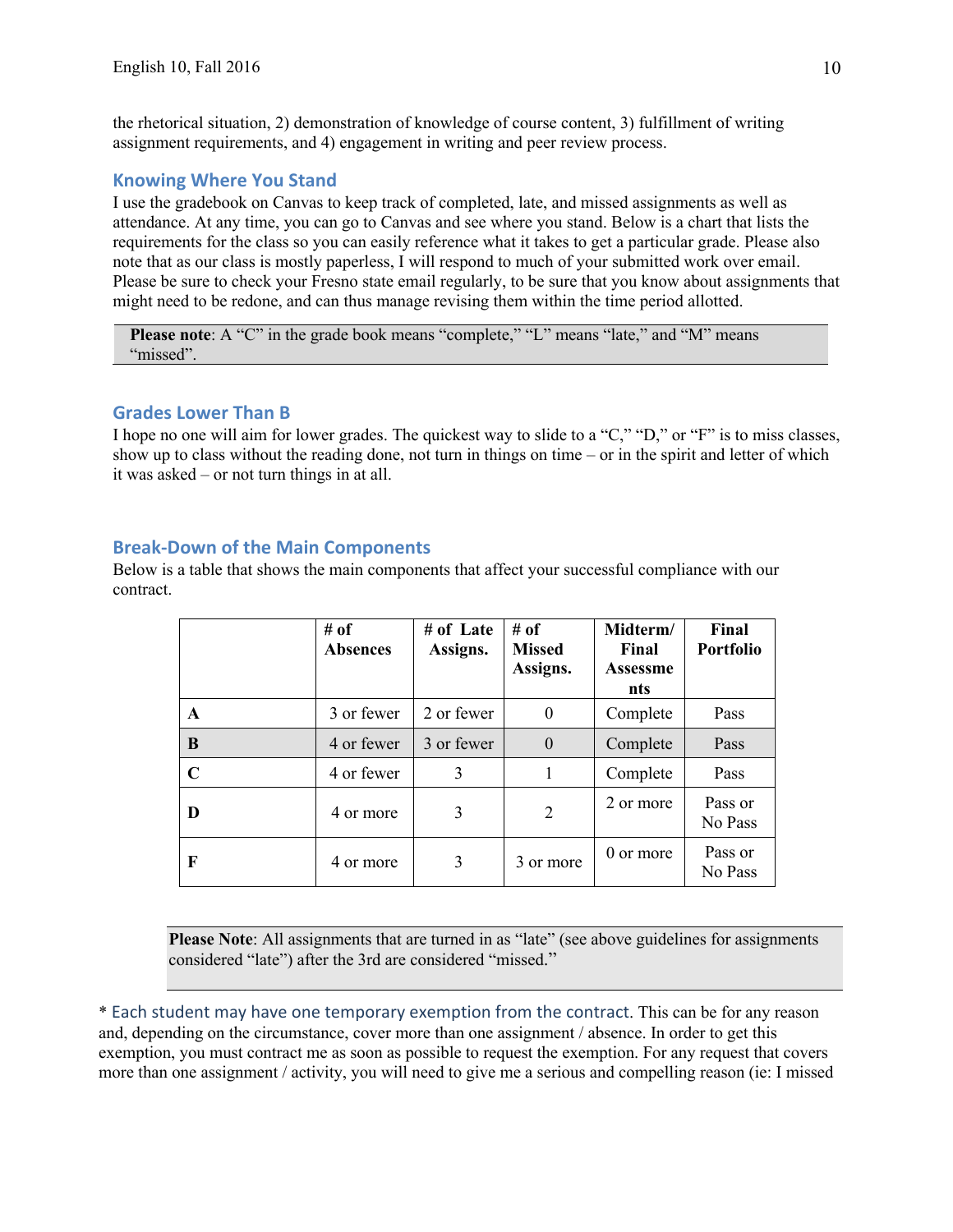the rhetorical situation, 2) demonstration of knowledge of course content, 3) fulfillment of writing assignment requirements, and 4) engagement in writing and peer review process.

## Knowing Where You Stand

I use the gradebook on Canvas to keep track of completed, late, and missed assignments as well as attendance. At any time, you can go to Canvas and see where you stand. Below is a chart that lists the requirements for the class so you can easily reference what it takes to get a particular grade. Please also note that as our class is mostly paperless, I will respond to much of your submitted work over email. Please be sure to check your Fresno state email regularly, to be sure that you know about assignments that might need to be redone, and can thus manage revising them within the time period allotted.

**Please note**: A "C" in the grade book means "complete," "L" means "late," and "M" means "missed".

## Grades Lower Than B

I hope no one will aim for lower grades. The quickest way to slide to a "C," "D," or "F" is to miss classes, show up to class without the reading done, not turn in things on time – or in the spirit and letter of which it was asked – or not turn things in at all.

## Break-Down of the Main Components

Below is a table that shows the main components that affect your successful compliance with our contract.

| | # of Absences | # of Late Assigns. | # of Missed Assigns. | Midterm/ Final Assessments | Final Portfolio |
|---|---|---|---|---|---|
| **A** | 3 or fewer | 2 or fewer | 0 | Complete | Pass |
| **B** | 4 or fewer | 3 or fewer | 0 | Complete | Pass |
| **C** | 4 or fewer | 3 | 1 | Complete | Pass |
| **D** | 4 or more | 3 | 2 | 2 or more | Pass or No Pass |
| **F** | 4 or more | 3 | 3 or more | 0 or more | Pass or No Pass |

**Please Note**: All assignments that are turned in as "late" (see above guidelines for assignments considered "late") after the 3rd are considered "missed."

* Each student may have one temporary exemption from the contract. This can be for any reason and, depending on the circumstance, cover more than one assignment / absence. In order to get this exemption, you must contract me as soon as possible to request the exemption. For any request that covers more than one assignment / activity, you will need to give me a serious and compelling reason (ie: I missed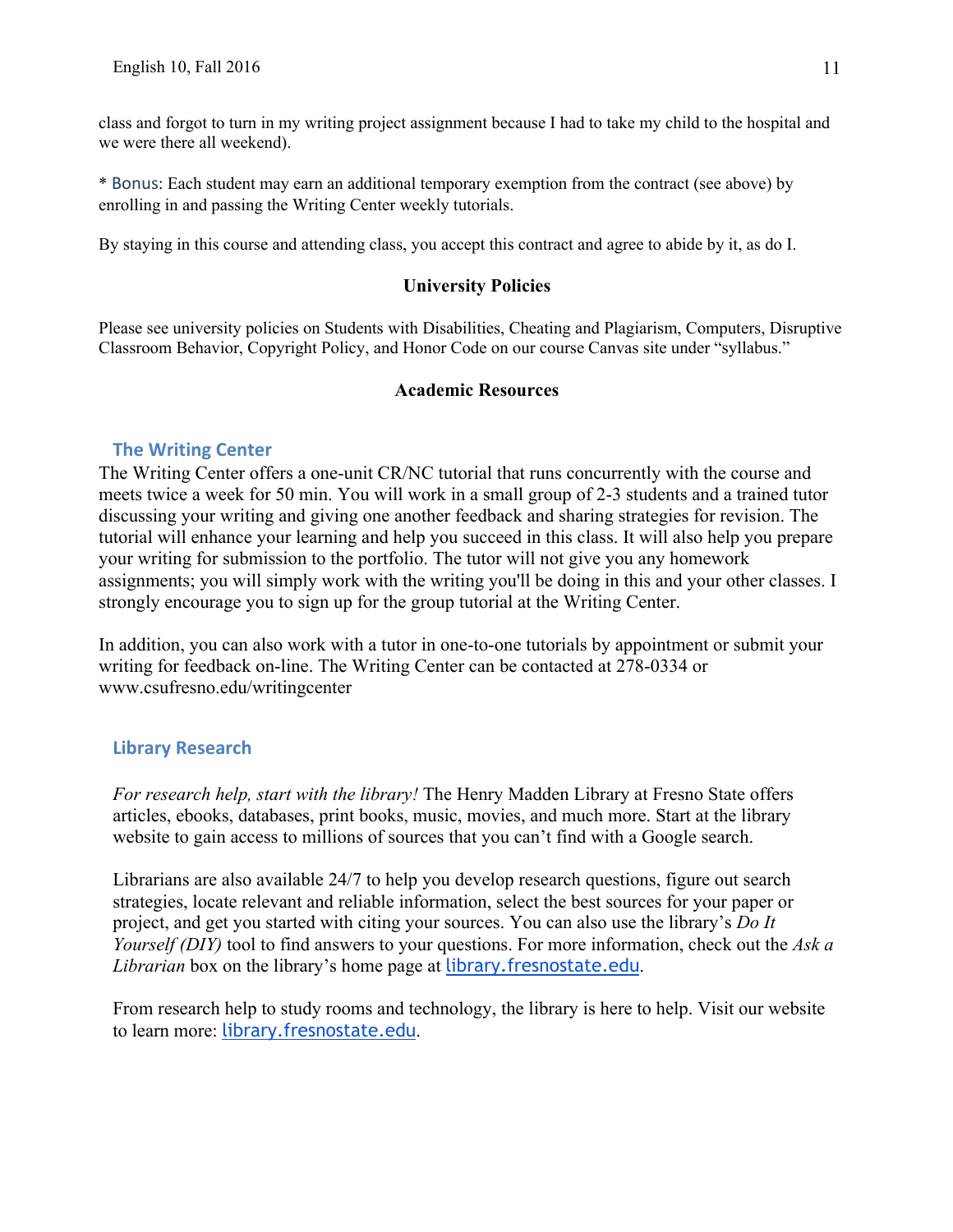class and forgot to turn in my writing project assignment because I had to take my child to the hospital and we were there all weekend).

* Bonus: Each student may earn an additional temporary exemption from the contract (see above) by enrolling in and passing the Writing Center weekly tutorials.

By staying in this course and attending class, you accept this contract and agree to abide by it, as do I.

## University Policies

Please see university policies on Students with Disabilities, Cheating and Plagiarism, Computers, Disruptive Classroom Behavior, Copyright Policy, and Honor Code on our course Canvas site under "syllabus."

## Academic Resources

### The Writing Center

The Writing Center offers a one-unit CR/NC tutorial that runs concurrently with the course and meets twice a week for 50 min. You will work in a small group of 2-3 students and a trained tutor discussing your writing and giving one another feedback and sharing strategies for revision. The tutorial will enhance your learning and help you succeed in this class. It will also help you prepare your writing for submission to the portfolio. The tutor will not give you any homework assignments; you will simply work with the writing you'll be doing in this and your other classes. I strongly encourage you to sign up for the group tutorial at the Writing Center.

In addition, you can also work with a tutor in one-to-one tutorials by appointment or submit your writing for feedback on-line. The Writing Center can be contacted at 278-0334 or www.csufresno.edu/writingcenter

### Library Research

*For research help, start with the library!* The Henry Madden Library at Fresno State offers articles, ebooks, databases, print books, music, movies, and much more. Start at the library website to gain access to millions of sources that you can't find with a Google search.

Librarians are also available 24/7 to help you develop research questions, figure out search strategies, locate relevant and reliable information, select the best sources for your paper or project, and get you started with citing your sources. You can also use the library's *Do It Yourself (DIY)* tool to find answers to your questions. For more information, check out the *Ask a Librarian* box on the library's home page at library.fresnostate.edu.

From research help to study rooms and technology, the library is here to help. Visit our website to learn more: library.fresnostate.edu.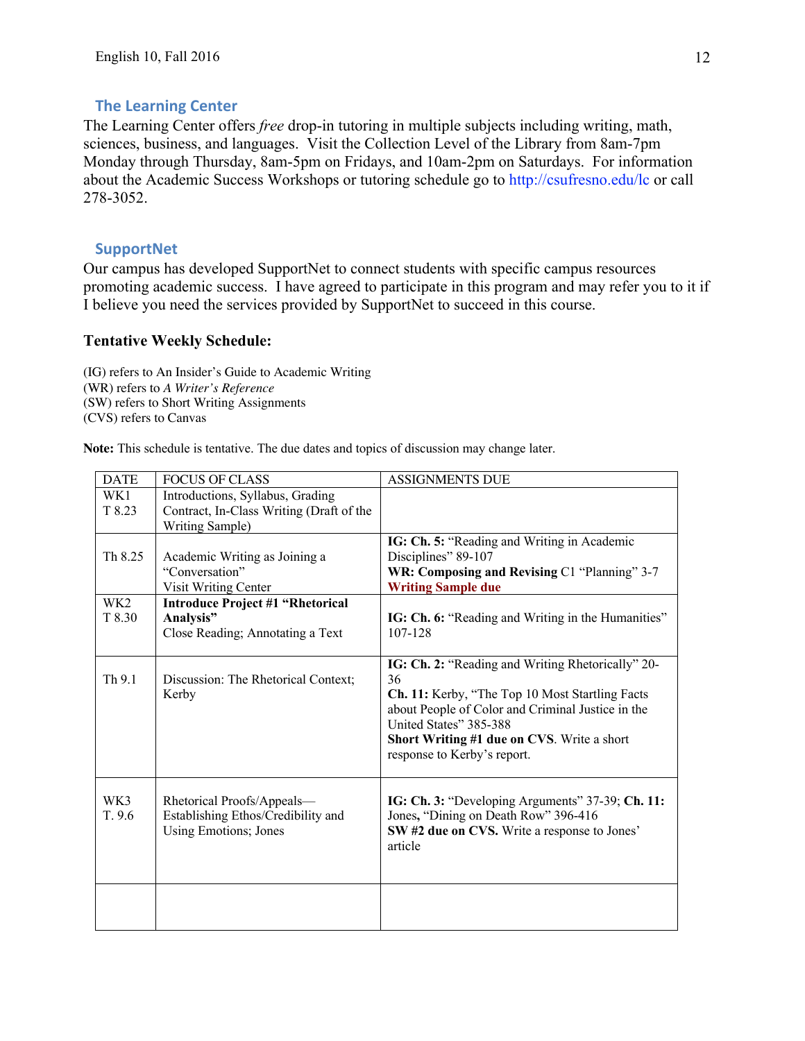## The Learning Center

The Learning Center offers *free* drop-in tutoring in multiple subjects including writing, math, sciences, business, and languages. Visit the Collection Level of the Library from 8am-7pm Monday through Thursday, 8am-5pm on Fridays, and 10am-2pm on Saturdays. For information about the Academic Success Workshops or tutoring schedule go to http://csufresno.edu/lc or call 278-3052.

## SupportNet

Our campus has developed SupportNet to connect students with specific campus resources promoting academic success. I have agreed to participate in this program and may refer you to it if I believe you need the services provided by SupportNet to succeed in this course.

### Tentative Weekly Schedule:

(IG) refers to An Insider's Guide to Academic Writing
(WR) refers to *A Writer's Reference*
(SW) refers to Short Writing Assignments
(CVS) refers to Canvas

**Note:** This schedule is tentative. The due dates and topics of discussion may change later.

| DATE | FOCUS OF CLASS | ASSIGNMENTS DUE |
|---|---|---|
| WK1 T 8.23 | Introductions, Syllabus, Grading Contract, In-Class Writing (Draft of the Writing Sample) | |
| Th 8.25 | Academic Writing as Joining a "Conversation" Visit Writing Center | **IG: Ch. 5:** "Reading and Writing in Academic Disciplines" 89-107 **WR: Composing and Revising** C1 "Planning" 3-7 **Writing Sample due** |
| WK2 T 8.30 | **Introduce Project #1 "Rhetorical Analysis"** Close Reading; Annotating a Text | **IG: Ch. 6:** "Reading and Writing in the Humanities" 107-128 |
| Th 9.1 | Discussion: The Rhetorical Context; Kerby | **IG: Ch. 2:** "Reading and Writing Rhetorically" 20-36 **Ch. 11:** Kerby, "The Top 10 Most Startling Facts about People of Color and Criminal Justice in the United States" 385-388 **Short Writing #1 due on CVS**. Write a short response to Kerby's report. |
| WK3 T. 9.6 | Rhetorical Proofs/Appeals—Establishing Ethos/Credibility and Using Emotions; Jones | **IG: Ch. 3:** "Developing Arguments" 37-39; **Ch. 11:** Jones**,** "Dining on Death Row" 396-416 **SW #2 due on CVS.** Write a response to Jones' article |
| | | |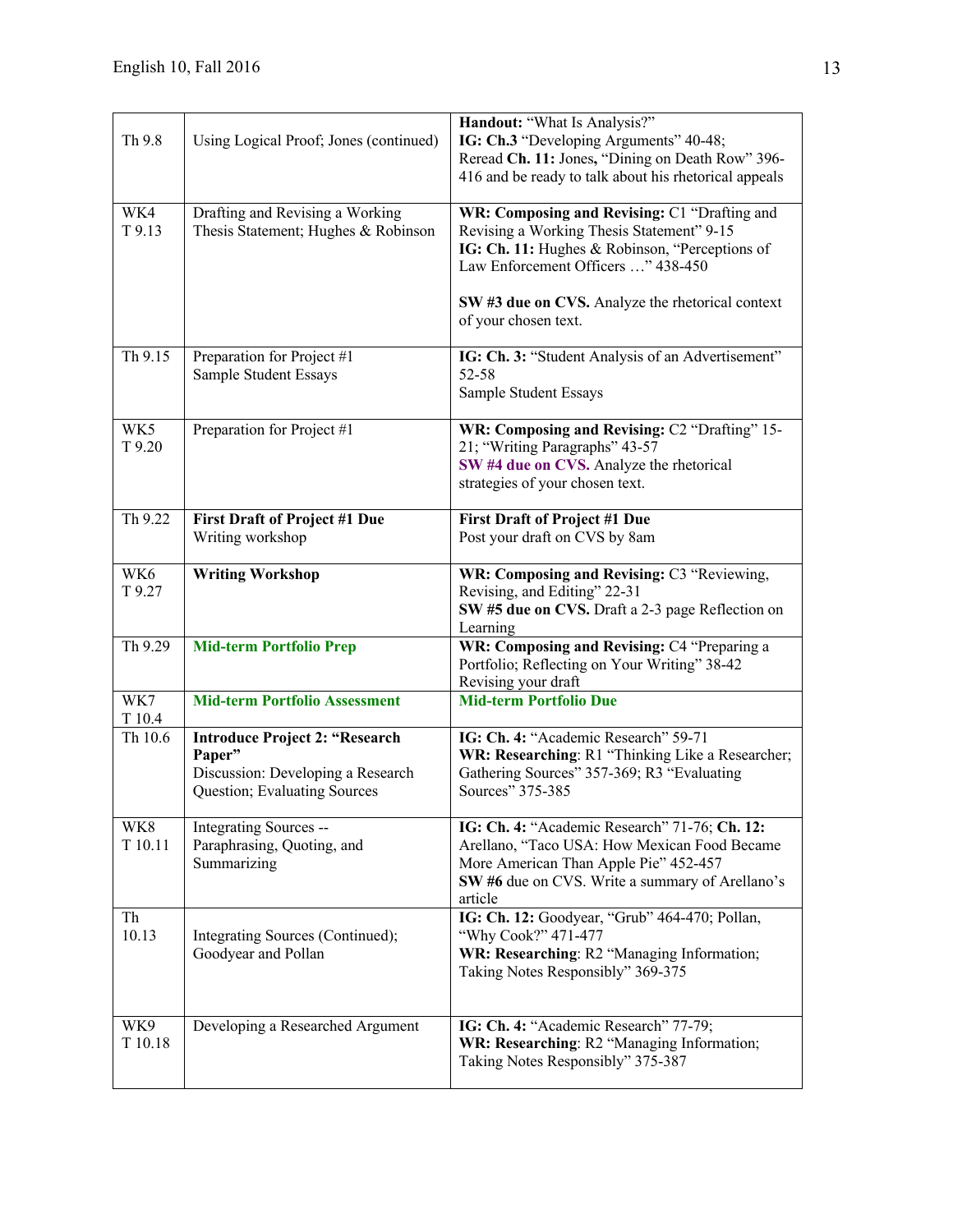| | | |
|---|---|---|
| Th 9.8 | Using Logical Proof; Jones (continued) | **Handout:** "What Is Analysis?"<br>**IG: Ch.3** "Developing Arguments" 40-48;<br>Reread **Ch. 11:** Jones**,** "Dining on Death Row" 396-416 and be ready to talk about his rhetorical appeals |
| WK4<br>T 9.13 | Drafting and Revising a Working Thesis Statement; Hughes & Robinson | **WR: Composing and Revising:** C1 "Drafting and Revising a Working Thesis Statement" 9-15<br>**IG: Ch. 11:** Hughes & Robinson, "Perceptions of Law Enforcement Officers …" 438-450<br><br>**SW #3 due on CVS.** Analyze the rhetorical context of your chosen text. |
| Th 9.15 | Preparation for Project #1<br>Sample Student Essays | **IG: Ch. 3:** "Student Analysis of an Advertisement" 52-58<br>Sample Student Essays |
| WK5<br>T 9.20 | Preparation for Project #1 | **WR: Composing and Revising:** C2 "Drafting" 15-21; "Writing Paragraphs" 43-57<br>**SW #4 due on CVS.** Analyze the rhetorical strategies of your chosen text. |
| Th 9.22 | **First Draft of Project #1 Due**<br>Writing workshop | **First Draft of Project #1 Due**<br>Post your draft on CVS by 8am |
| WK6<br>T 9.27 | **Writing Workshop** | **WR: Composing and Revising:** C3 "Reviewing, Revising, and Editing" 22-31<br>**SW #5 due on CVS.** Draft a 2-3 page Reflection on Learning |
| Th 9.29 | **Mid-term Portfolio Prep** | **WR: Composing and Revising:** C4 "Preparing a Portfolio; Reflecting on Your Writing" 38-42<br>Revising your draft |
| WK7<br>T 10.4 | **Mid-term Portfolio Assessment** | **Mid-term Portfolio Due** |
| Th 10.6 | **Introduce Project 2: "Research Paper"**<br>Discussion: Developing a Research Question; Evaluating Sources | **IG: Ch. 4:** "Academic Research" 59-71<br>**WR: Researching**: R1 "Thinking Like a Researcher; Gathering Sources" 357-369; R3 "Evaluating Sources" 375-385 |
| WK8<br>T 10.11 | Integrating Sources -- Paraphrasing, Quoting, and Summarizing | **IG: Ch. 4:** "Academic Research" 71-76; **Ch. 12:** Arellano, "Taco USA: How Mexican Food Became More American Than Apple Pie" 452-457<br>**SW #6** due on CVS. Write a summary of Arellano's article |
| Th<br>10.13 | Integrating Sources (Continued); Goodyear and Pollan | **IG: Ch. 12:** Goodyear, "Grub" 464-470; Pollan, "Why Cook?" 471-477<br>**WR: Researching**: R2 "Managing Information; Taking Notes Responsibly" 369-375 |
| WK9<br>T 10.18 | Developing a Researched Argument | **IG: Ch. 4:** "Academic Research" 77-79;<br>**WR: Researching**: R2 "Managing Information; Taking Notes Responsibly" 375-387 |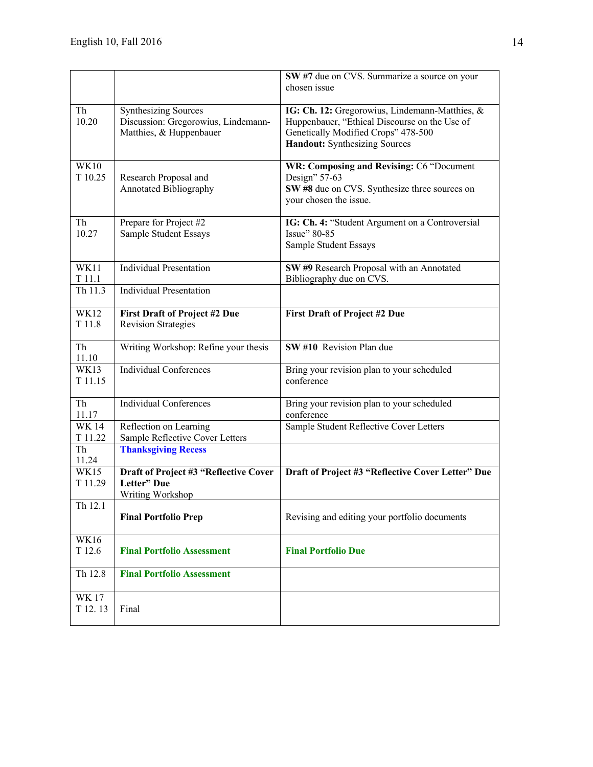| | | |
|---|---|---|
| | | **SW #7** due on CVS. Summarize a source on your chosen issue |
| Th 10.20 | Synthesizing Sources<br>Discussion: Gregorowius, Lindemann-Matthies, & Huppenbauer | **IG: Ch. 12:** Gregorowius, Lindemann-Matthies, & Huppenbauer, "Ethical Discourse on the Use of Genetically Modified Crops" 478-500<br>**Handout:** Synthesizing Sources |
| WK10 T 10.25 | Research Proposal and Annotated Bibliography | **WR: Composing and Revising:** C6 "Document Design" 57-63<br>**SW #8** due on CVS. Synthesize three sources on your chosen the issue. |
| Th 10.27 | Prepare for Project #2<br>Sample Student Essays | **IG: Ch. 4:** "Student Argument on a Controversial Issue" 80-85<br>Sample Student Essays |
| WK11 T 11.1 | Individual Presentation | **SW #9** Research Proposal with an Annotated Bibliography due on CVS. |
| Th 11.3 | Individual Presentation | |
| WK12 T 11.8 | **First Draft of Project #2 Due**<br>Revision Strategies | **First Draft of Project #2 Due** |
| Th 11.10 | Writing Workshop: Refine your thesis | **SW #10** Revision Plan due |
| WK13 T 11.15 | Individual Conferences | Bring your revision plan to your scheduled conference |
| Th 11.17 | Individual Conferences | Bring your revision plan to your scheduled conference |
| WK 14 T 11.22 | Reflection on Learning<br>Sample Reflective Cover Letters | Sample Student Reflective Cover Letters |
| Th 11.24 | **Thanksgiving Recess** | |
| WK15 T 11.29 | **Draft of Project #3 "Reflective Cover Letter" Due**<br>Writing Workshop | **Draft of Project #3 "Reflective Cover Letter" Due** |
| Th 12.1 | **Final Portfolio Prep** | Revising and editing your portfolio documents |
| WK16 T 12.6 | **Final Portfolio Assessment** | **Final Portfolio Due** |
| Th 12.8 | **Final Portfolio Assessment** | |
| WK 17 T 12. 13 | Final | |